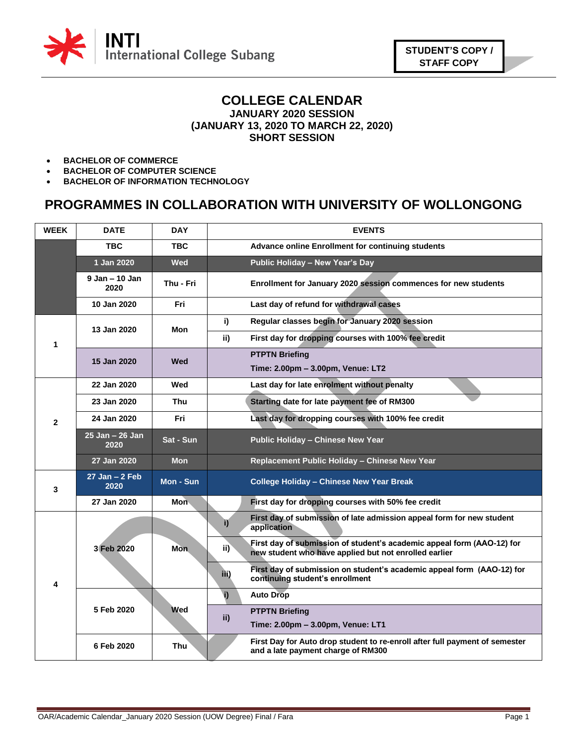INTI International College Subang

**STUDENT'S COPY / STAFF COPY**

# COLLEGE CALENDAR

## JANUARY 2020 SESSION
## (JANUARY 13, 2020 TO MARCH 22, 2020)
## SHORT SESSION

- **BACHELOR OF COMMERCE**
- **BACHELOR OF COMPUTER SCIENCE**
- **BACHELOR OF INFORMATION TECHNOLOGY**

## PROGRAMMES IN COLLABORATION WITH UNIVERSITY OF WOLLONGONG

| WEEK | DATE | DAY | | EVENTS |
|---|---|---|---|---|
| | TBC | TBC | | Advance online Enrollment for continuing students |
| | 1 Jan 2020 | Wed | | Public Holiday – New Year's Day |
| | 9 Jan – 10 Jan 2020 | Thu - Fri | | Enrollment for January 2020 session commences for new students |
| | 10 Jan 2020 | Fri | | Last day of refund for withdrawal cases |
| 1 | 13 Jan 2020 | Mon | i) | Regular classes begin for January 2020 session |
| | | | ii) | First day for dropping courses with 100% fee credit |
| | 15 Jan 2020 | Wed | | PTPTN Briefing<br>Time: 2.00pm – 3.00pm, Venue: LT2 |
| 2 | 22 Jan 2020 | Wed | | Last day for late enrolment without penalty |
| | 23 Jan 2020 | Thu | | Starting date for late payment fee of RM300 |
| | 24 Jan 2020 | Fri | | Last day for dropping courses with 100% fee credit |
| | 25 Jan – 26 Jan 2020 | Sat - Sun | | Public Holiday – Chinese New Year |
| | 27 Jan 2020 | Mon | | Replacement Public Holiday – Chinese New Year |
| 3 | 27 Jan – 2 Feb 2020 | Mon - Sun | | College Holiday – Chinese New Year Break |
| | 27 Jan 2020 | Mon | | First day for dropping courses with 50% fee credit |
| 4 | 3 Feb 2020 | Mon | i) | First day of submission of late admission appeal form for new student application |
| | | | ii) | First day of submission of student's academic appeal form (AAO-12) for new student who have applied but not enrolled earlier |
| | | | iii) | First day of submission on student's academic appeal form (AAO-12) for continuing student's enrollment |
| | 5 Feb 2020 | Wed | i) | Auto Drop |
| | | | ii) | PTPTN Briefing<br>Time: 2.00pm – 3.00pm, Venue: LT1 |
| | 6 Feb 2020 | Thu | | First Day for Auto drop student to re-enroll after full payment of semester and a late payment charge of RM300 |

OAR/Academic Calendar_January 2020 Session (UOW Degree) Final / Fara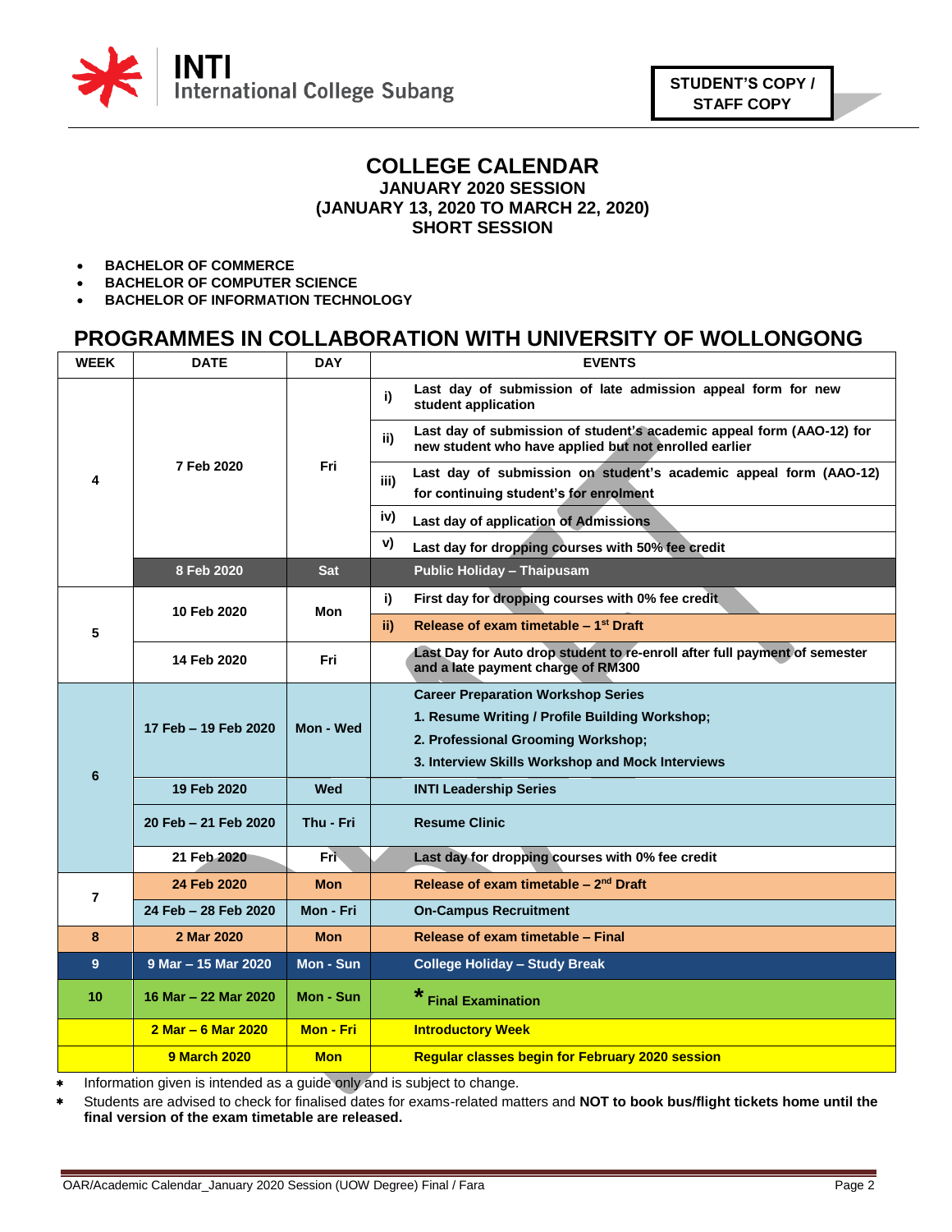STUDENT'S COPY / STAFF COPY

# COLLEGE CALENDAR
## JANUARY 2020 SESSION
## (JANUARY 13, 2020 TO MARCH 22, 2020)
## SHORT SESSION

- **BACHELOR OF COMMERCE**
- **BACHELOR OF COMPUTER SCIENCE**
- **BACHELOR OF INFORMATION TECHNOLOGY**

## PROGRAMMES IN COLLABORATION WITH UNIVERSITY OF WOLLONGONG

| WEEK | DATE | DAY | | EVENTS |
|---|---|---|---|---|
| 4 | 7 Feb 2020 | Fri | i) | Last day of submission of late admission appeal form for new student application |
| | | | ii) | Last day of submission of student's academic appeal form (AAO-12) for new student who have applied but not enrolled earlier |
| | | | iii) | Last day of submission on student's academic appeal form (AAO-12) for continuing student's for enrolment |
| | | | iv) | Last day of application of Admissions |
| | | | v) | Last day for dropping courses with 50% fee credit |
| | 8 Feb 2020 | Sat | | Public Holiday – Thaipusam |
| 5 | 10 Feb 2020 | Mon | i) | First day for dropping courses with 0% fee credit |
| | | | ii) | Release of exam timetable – 1st Draft |
| | 14 Feb 2020 | Fri | | Last Day for Auto drop student to re-enroll after full payment of semester and a late payment charge of RM300 |
| 6 | 17 Feb – 19 Feb 2020 | Mon - Wed | | Career Preparation Workshop Series<br>1. Resume Writing / Profile Building Workshop;<br>2. Professional Grooming Workshop;<br>3. Interview Skills Workshop and Mock Interviews |
| | 19 Feb 2020 | Wed | | INTI Leadership Series |
| | 20 Feb – 21 Feb 2020 | Thu - Fri | | Resume Clinic |
| | 21 Feb 2020 | Fri | | Last day for dropping courses with 0% fee credit |
| 7 | 24 Feb 2020 | Mon | | Release of exam timetable – 2nd Draft |
| | 24 Feb – 28 Feb 2020 | Mon - Fri | | On-Campus Recruitment |
| 8 | 2 Mar 2020 | Mon | | Release of exam timetable – Final |
| 9 | 9 Mar – 15 Mar 2020 | Mon - Sun | | College Holiday – Study Break |
| 10 | 16 Mar – 22 Mar 2020 | Mon - Sun | | * Final Examination |
| | 2 Mar – 6 Mar 2020 | Mon - Fri | | Introductory Week |
| | 9 March 2020 | Mon | | Regular classes begin for February 2020 session |

- Information given is intended as a guide only and is subject to change.
- Students are advised to check for finalised dates for exams-related matters and **NOT to book bus/flight tickets home until the final version of the exam timetable are released.**

OAR/Academic Calendar_January 2020 Session (UOW Degree) Final / Fara